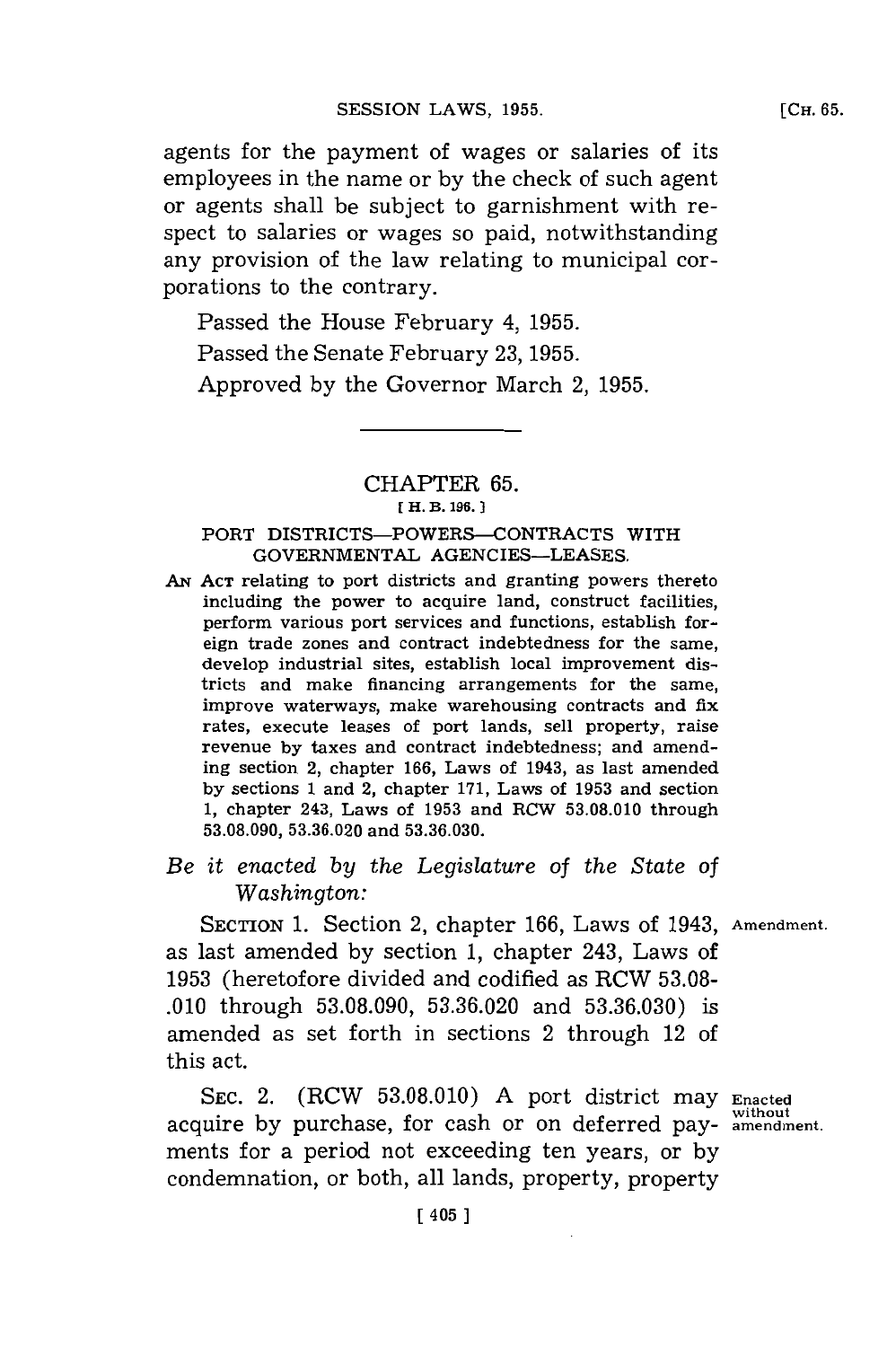agents for the payment of wages or salaries of its employees in the name or by the check of such agent or agents shall be subject to garnishment with respect to salaries or wages so paid, notwithstanding any provision of the law relating to municipal corporations to the contrary.

Passed the House February 4, 1955.

Passed the Senate February 23, 1955.

Approved by the Governor March 2, 1955.

## CHAPTER 65.

[ H. B. 196. ]

### PORT DISTRICTS—POWERS—CONTRACTS WITH GOVERNMENTAL AGENCIES—LEASES.

AN ACT relating to port districts and granting powers thereto including the power to acquire land, construct facilities, perform various port services and functions, establish foreign trade zones and contract indebtedness for the same, develop industrial sites, establish local improvement districts and make financing arrangements for the same, improve waterways, make warehousing contracts and fix rates, execute leases of port lands, sell property, raise revenue by taxes and contract indebtedness; and amending section 2, chapter 166, Laws of 1943, as last amended by sections 1 and 2, chapter 171, Laws of 1953 and section 1, chapter 243, Laws of 1953 and RCW 53.08.010 through 53.08.090, 53.36.020 and 53.36.030.

*Be it enacted by the Legislature of the State of Washington:*

SECTION 1. Section 2, chapter 166, Laws of 1943, as last amended by section 1, chapter 243, Laws of 1953 (heretofore divided and codified as RCW 53.08.010 through 53.08.090, 53.36.020 and 53.36.030) is amended as set forth in sections 2 through 12 of this act. Amendment.

SEC. 2. (RCW 53.08.010) A port district may acquire by purchase, for cash or on deferred payments for a period not exceeding ten years, or by condemnation, or both, all lands, property, property Enacted without amendment.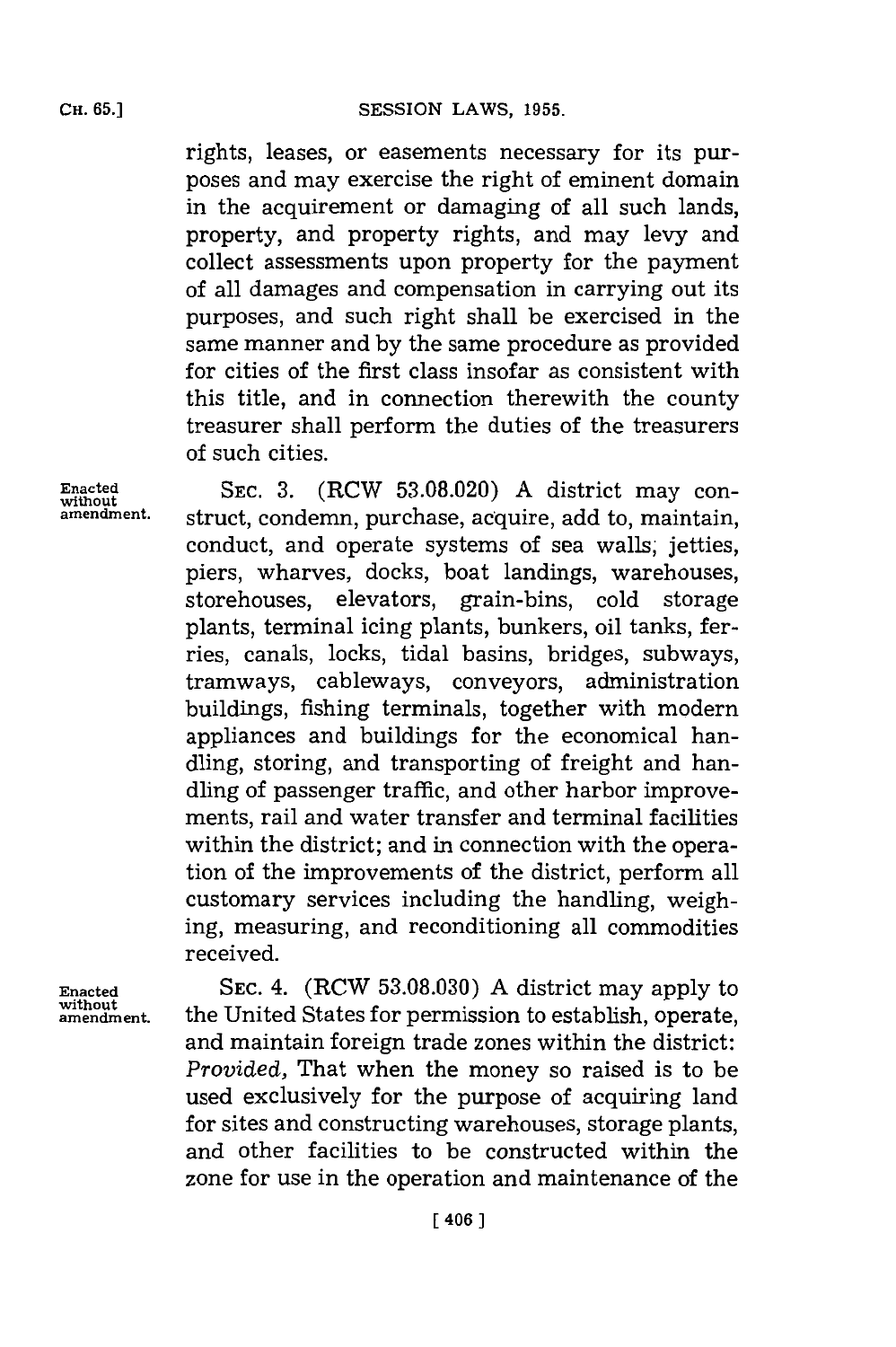rights, leases, or easements necessary for its purposes and may exercise the right of eminent domain in the acquirement or damaging of all such lands, property, and property rights, and may levy and collect assessments upon property for the payment of all damages and compensation in carrying out its purposes, and such right shall be exercised in the same manner and by the same procedure as provided for cities of the first class insofar as consistent with this title, and in connection therewith the county treasurer shall perform the duties of the treasurers of such cities.

Enacted without amendment.

SEC. 3. (RCW 53.08.020) A district may construct, condemn, purchase, acquire, add to, maintain, conduct, and operate systems of sea walls, jetties, piers, wharves, docks, boat landings, warehouses, storehouses, elevators, grain-bins, cold storage plants, terminal icing plants, bunkers, oil tanks, ferries, canals, locks, tidal basins, bridges, subways, tramways, cableways, conveyors, administration buildings, fishing terminals, together with modern appliances and buildings for the economical handling, storing, and transporting of freight and handling of passenger traffic, and other harbor improvements, rail and water transfer and terminal facilities within the district; and in connection with the operation of the improvements of the district, perform all customary services including the handling, weighing, measuring, and reconditioning all commodities received.

Enacted without amendment.

SEC. 4. (RCW 53.08.030) A district may apply to the United States for permission to establish, operate, and maintain foreign trade zones within the district: *Provided,* That when the money so raised is to be used exclusively for the purpose of acquiring land for sites and constructing warehouses, storage plants, and other facilities to be constructed within the zone for use in the operation and maintenance of the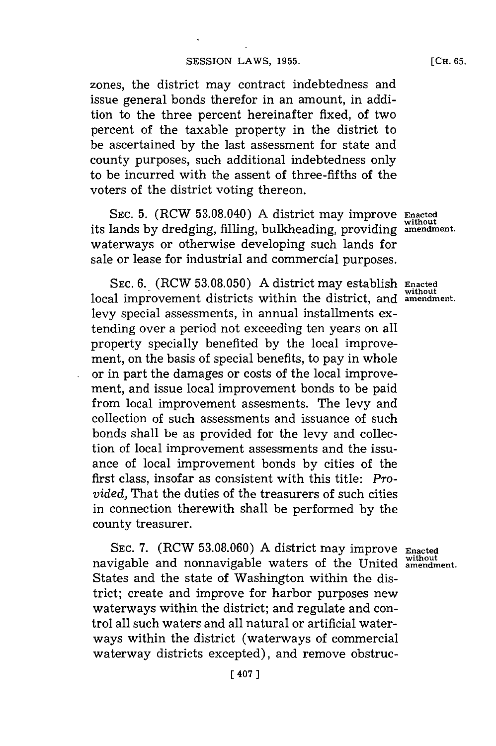zones, the district may contract indebtedness and issue general bonds therefor in an amount, in addition to the three percent hereinafter fixed, of two percent of the taxable property in the district to be ascertained by the last assessment for state and county purposes, such additional indebtedness only to be incurred with the assent of three-fifths of the voters of the district voting thereon.

SEC. 5. (RCW 53.08.040) A district may improve its lands by dredging, filling, bulkheading, providing waterways or otherwise developing such lands for sale or lease for industrial and commercial purposes.

Enacted without amendment.

SEC. 6. (RCW 53.08.050) A district may establish local improvement districts within the district, and levy special assessments, in annual installments extending over a period not exceeding ten years on all property specially benefited by the local improvement, on the basis of special benefits, to pay in whole or in part the damages or costs of the local improvement, and issue local improvement bonds to be paid from local improvement assesments. The levy and collection of such assessments and issuance of such bonds shall be as provided for the levy and collection of local improvement assessments and the issuance of local improvement bonds by cities of the first class, insofar as consistent with this title: *Provided,* That the duties of the treasurers of such cities in connection therewith shall be performed by the county treasurer.

Enacted without amendment.

SEC. 7. (RCW 53.08.060) A district may improve navigable and nonnavigable waters of the United States and the state of Washington within the district; create and improve for harbor purposes new waterways within the district; and regulate and control all such waters and all natural or artificial waterways within the district (waterways of commercial waterway districts excepted), and remove obstruc-

Enacted without amendment.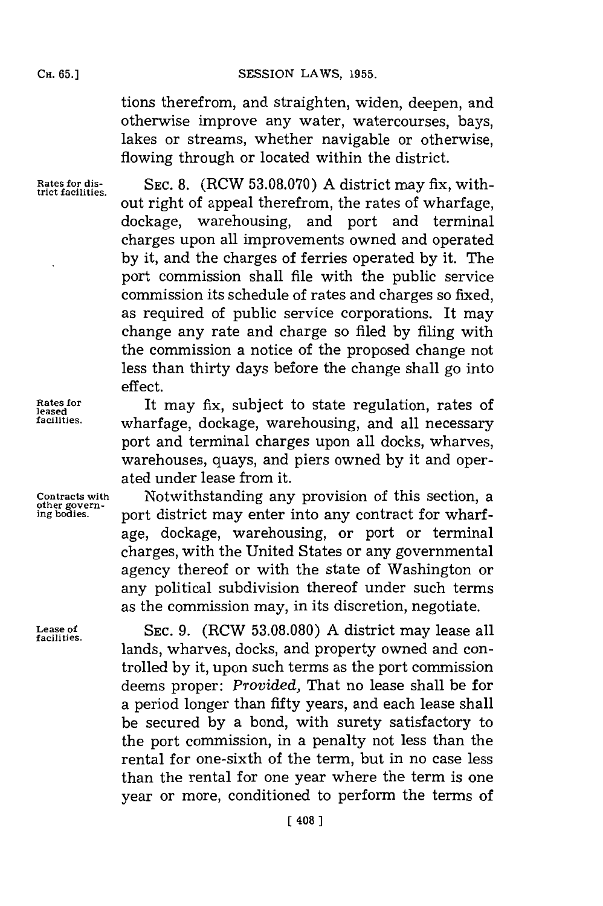tions therefrom, and straighten, widen, deepen, and otherwise improve any water, watercourses, bays, lakes or streams, whether navigable or otherwise, flowing through or located within the district.

Rates for district facilities.

SEC. 8. (RCW 53.08.070) A district may fix, without right of appeal therefrom, the rates of wharfage, dockage, warehousing, and port and terminal charges upon all improvements owned and operated by it, and the charges of ferries operated by it. The port commission shall file with the public service commission its schedule of rates and charges so fixed, as required of public service corporations. It may change any rate and charge so filed by filing with the commission a notice of the proposed change not less than thirty days before the change shall go into effect.

Rates for leased facilities.

It may fix, subject to state regulation, rates of wharfage, dockage, warehousing, and all necessary port and terminal charges upon all docks, wharves, warehouses, quays, and piers owned by it and operated under lease from it.

Contracts with other governing bodies.

Notwithstanding any provision of this section, a port district may enter into any contract for wharfage, dockage, warehousing, or port or terminal charges, with the United States or any governmental agency thereof or with the state of Washington or any political subdivision thereof under such terms as the commission may, in its discretion, negotiate.

Lease of facilities.

SEC. 9. (RCW 53.08.080) A district may lease all lands, wharves, docks, and property owned and controlled by it, upon such terms as the port commission deems proper: *Provided,* That no lease shall be for a period longer than fifty years, and each lease shall be secured by a bond, with surety satisfactory to the port commission, in a penalty not less than the rental for one-sixth of the term, but in no case less than the rental for one year where the term is one year or more, conditioned to perform the terms of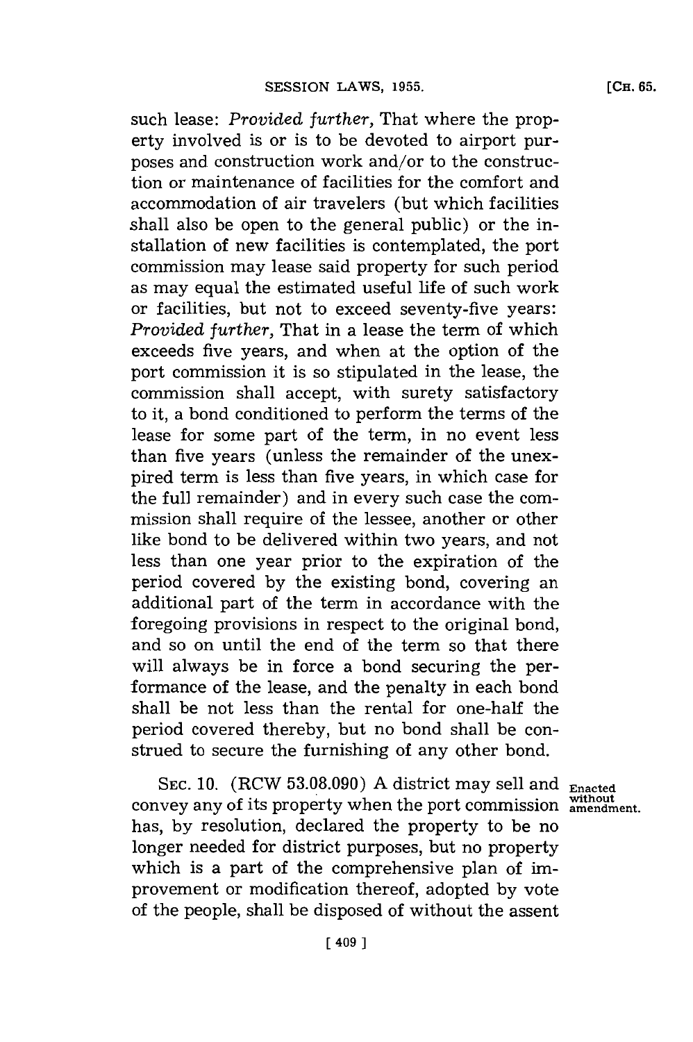such lease: *Provided further,* That where the property involved is or is to be devoted to airport purposes and construction work and/or to the construction or maintenance of facilities for the comfort and accommodation of air travelers (but which facilities shall also be open to the general public) or the installation of new facilities is contemplated, the port commission may lease said property for such period as may equal the estimated useful life of such work or facilities, but not to exceed seventy-five years: *Provided further,* That in a lease the term of which exceeds five years, and when at the option of the port commission it is so stipulated in the lease, the commission shall accept, with surety satisfactory to it, a bond conditioned to perform the terms of the lease for some part of the term, in no event less than five years (unless the remainder of the unexpired term is less than five years, in which case for the full remainder) and in every such case the commission shall require of the lessee, another or other like bond to be delivered within two years, and not less than one year prior to the expiration of the period covered by the existing bond, covering an additional part of the term in accordance with the foregoing provisions in respect to the original bond, and so on until the end of the term so that there will always be in force a bond securing the performance of the lease, and the penalty in each bond shall be not less than the rental for one-half the period covered thereby, but no bond shall be construed to secure the furnishing of any other bond.

Enacted without amendment.

SEC. 10. (RCW 53.08.090) A district may sell and convey any of its property when the port commission has, by resolution, declared the property to be no longer needed for district purposes, but no property which is a part of the comprehensive plan of improvement or modification thereof, adopted by vote of the people, shall be disposed of without the assent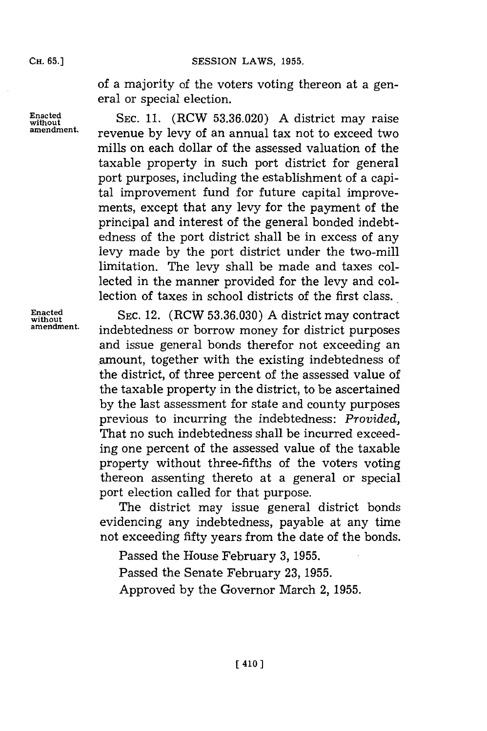of a majority of the voters voting thereon at a general or special election.

Enacted without amendment.

SEC. 11. (RCW 53.36.020) A district may raise revenue by levy of an annual tax not to exceed two mills on each dollar of the assessed valuation of the taxable property in such port district for general port purposes, including the establishment of a capital improvement fund for future capital improvements, except that any levy for the payment of the principal and interest of the general bonded indebtedness of the port district shall be in excess of any levy made by the port district under the two-mill limitation. The levy shall be made and taxes collected in the manner provided for the levy and collection of taxes in school districts of the first class.

Enacted without amendment.

SEC. 12. (RCW 53.36.030) A district may contract indebtedness or borrow money for district purposes and issue general bonds therefor not exceeding an amount, together with the existing indebtedness of the district, of three percent of the assessed value of the taxable property in the district, to be ascertained by the last assessment for state and county purposes previous to incurring the indebtedness: *Provided,* That no such indebtedness shall be incurred exceeding one percent of the assessed value of the taxable property without three-fifths of the voters voting thereon assenting thereto at a general or special port election called for that purpose.

The district may issue general district bonds evidencing any indebtedness, payable at any time not exceeding fifty years from the date of the bonds.

Passed the House February 3, 1955.

Passed the Senate February 23, 1955.

Approved by the Governor March 2, 1955.